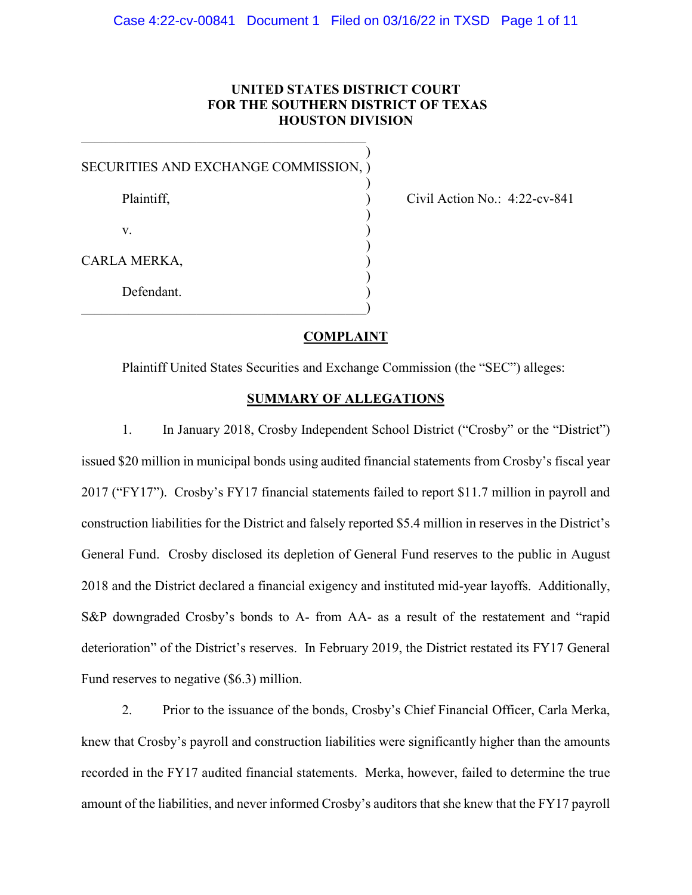**UNITED STATES DISTRICT COURT**
**FOR THE SOUTHERN DISTRICT OF TEXAS**
**HOUSTON DIVISION**

SECURITIES AND EXCHANGE COMMISSION,

Plaintiff,

v.

CARLA MERKA,

Defendant.

Civil Action No.: 4:22-cv-841

## COMPLAINT

Plaintiff United States Securities and Exchange Commission (the "SEC") alleges:

## SUMMARY OF ALLEGATIONS

1. In January 2018, Crosby Independent School District ("Crosby" or the "District") issued $20 million in municipal bonds using audited financial statements from Crosby's fiscal year 2017 ("FY17"). Crosby's FY17 financial statements failed to report $11.7 million in payroll and construction liabilities for the District and falsely reported $5.4 million in reserves in the District's General Fund. Crosby disclosed its depletion of General Fund reserves to the public in August 2018 and the District declared a financial exigency and instituted mid-year layoffs. Additionally, S&P downgraded Crosby's bonds to A- from AA- as a result of the restatement and "rapid deterioration" of the District's reserves. In February 2019, the District restated its FY17 General Fund reserves to negative ($6.3) million.

2. Prior to the issuance of the bonds, Crosby's Chief Financial Officer, Carla Merka, knew that Crosby's payroll and construction liabilities were significantly higher than the amounts recorded in the FY17 audited financial statements. Merka, however, failed to determine the true amount of the liabilities, and never informed Crosby's auditors that she knew that the FY17 payroll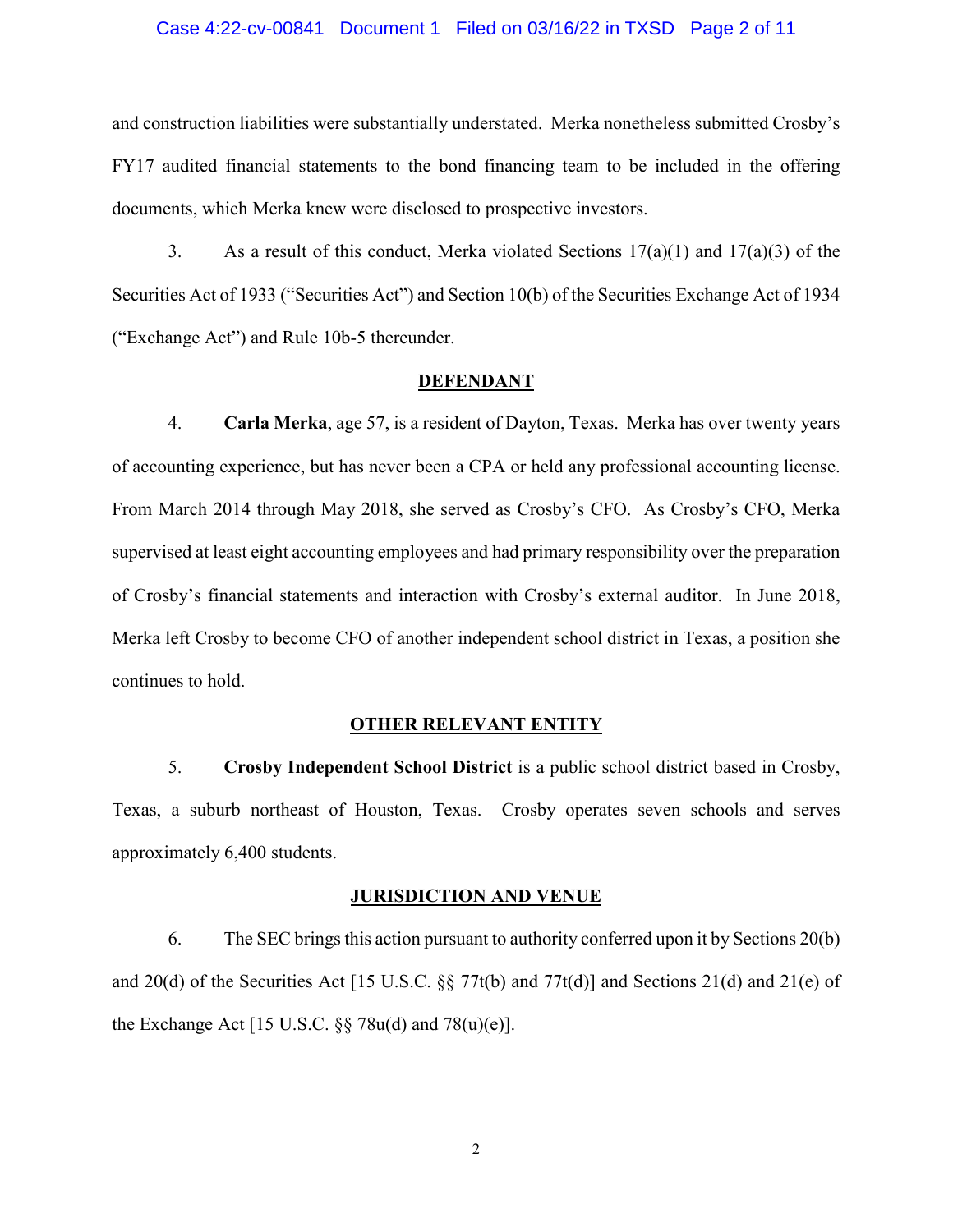and construction liabilities were substantially understated. Merka nonetheless submitted Crosby's FY17 audited financial statements to the bond financing team to be included in the offering documents, which Merka knew were disclosed to prospective investors.

3. As a result of this conduct, Merka violated Sections 17(a)(1) and 17(a)(3) of the Securities Act of 1933 ("Securities Act") and Section 10(b) of the Securities Exchange Act of 1934 ("Exchange Act") and Rule 10b-5 thereunder.

## DEFENDANT

4. **Carla Merka**, age 57, is a resident of Dayton, Texas. Merka has over twenty years of accounting experience, but has never been a CPA or held any professional accounting license. From March 2014 through May 2018, she served as Crosby's CFO. As Crosby's CFO, Merka supervised at least eight accounting employees and had primary responsibility over the preparation of Crosby's financial statements and interaction with Crosby's external auditor. In June 2018, Merka left Crosby to become CFO of another independent school district in Texas, a position she continues to hold.

## OTHER RELEVANT ENTITY

5. **Crosby Independent School District** is a public school district based in Crosby, Texas, a suburb northeast of Houston, Texas. Crosby operates seven schools and serves approximately 6,400 students.

## JURISDICTION AND VENUE

6. The SEC brings this action pursuant to authority conferred upon it by Sections 20(b) and 20(d) of the Securities Act [15 U.S.C. §§ 77t(b) and 77t(d)] and Sections 21(d) and 21(e) of the Exchange Act [15 U.S.C. §§ 78u(d) and 78(u)(e)].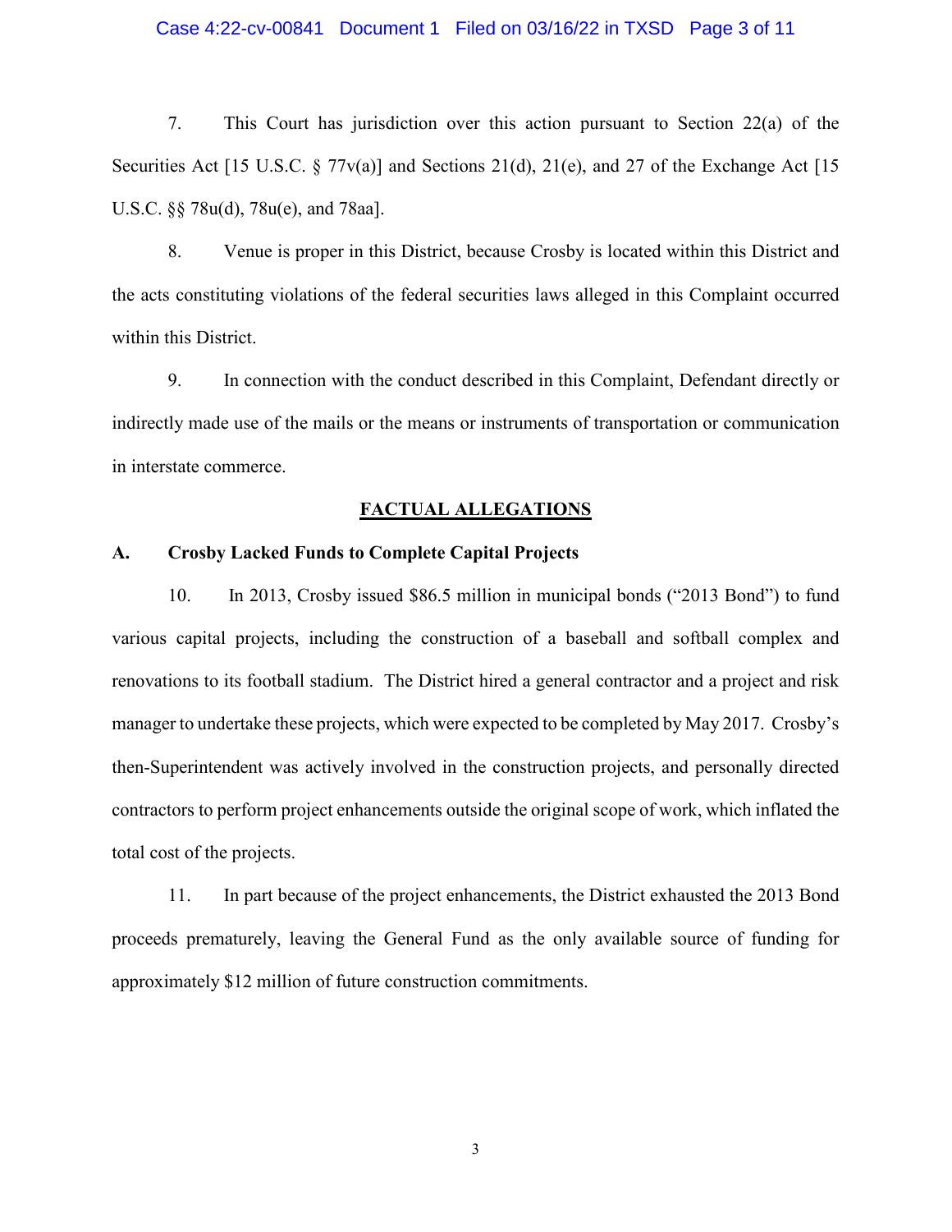7. This Court has jurisdiction over this action pursuant to Section 22(a) of the Securities Act [15 U.S.C. § 77v(a)] and Sections 21(d), 21(e), and 27 of the Exchange Act [15 U.S.C. §§ 78u(d), 78u(e), and 78aa].

8. Venue is proper in this District, because Crosby is located within this District and the acts constituting violations of the federal securities laws alleged in this Complaint occurred within this District.

9. In connection with the conduct described in this Complaint, Defendant directly or indirectly made use of the mails or the means or instruments of transportation or communication in interstate commerce.

## FACTUAL ALLEGATIONS

### A. Crosby Lacked Funds to Complete Capital Projects

10. In 2013, Crosby issued $86.5 million in municipal bonds ("2013 Bond") to fund various capital projects, including the construction of a baseball and softball complex and renovations to its football stadium. The District hired a general contractor and a project and risk manager to undertake these projects, which were expected to be completed by May 2017. Crosby's then-Superintendent was actively involved in the construction projects, and personally directed contractors to perform project enhancements outside the original scope of work, which inflated the total cost of the projects.

11. In part because of the project enhancements, the District exhausted the 2013 Bond proceeds prematurely, leaving the General Fund as the only available source of funding for approximately $12 million of future construction commitments.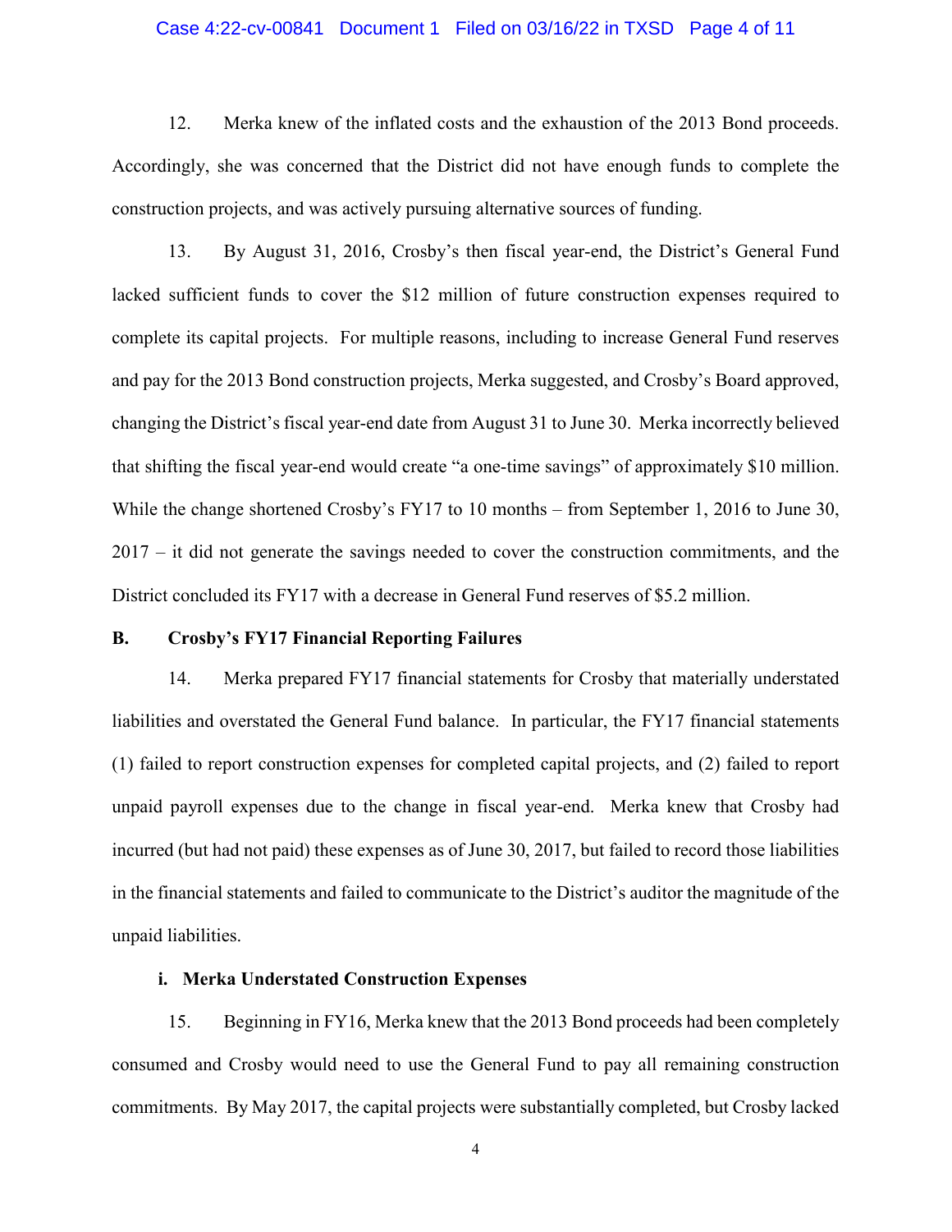12. Merka knew of the inflated costs and the exhaustion of the 2013 Bond proceeds. Accordingly, she was concerned that the District did not have enough funds to complete the construction projects, and was actively pursuing alternative sources of funding.

13. By August 31, 2016, Crosby's then fiscal year-end, the District's General Fund lacked sufficient funds to cover the $12 million of future construction expenses required to complete its capital projects. For multiple reasons, including to increase General Fund reserves and pay for the 2013 Bond construction projects, Merka suggested, and Crosby's Board approved, changing the District's fiscal year-end date from August 31 to June 30. Merka incorrectly believed that shifting the fiscal year-end would create "a one-time savings" of approximately $10 million. While the change shortened Crosby's FY17 to 10 months – from September 1, 2016 to June 30, 2017 – it did not generate the savings needed to cover the construction commitments, and the District concluded its FY17 with a decrease in General Fund reserves of $5.2 million.

### B. Crosby's FY17 Financial Reporting Failures

14. Merka prepared FY17 financial statements for Crosby that materially understated liabilities and overstated the General Fund balance. In particular, the FY17 financial statements (1) failed to report construction expenses for completed capital projects, and (2) failed to report unpaid payroll expenses due to the change in fiscal year-end. Merka knew that Crosby had incurred (but had not paid) these expenses as of June 30, 2017, but failed to record those liabilities in the financial statements and failed to communicate to the District's auditor the magnitude of the unpaid liabilities.

#### i. Merka Understated Construction Expenses

15. Beginning in FY16, Merka knew that the 2013 Bond proceeds had been completely consumed and Crosby would need to use the General Fund to pay all remaining construction commitments. By May 2017, the capital projects were substantially completed, but Crosby lacked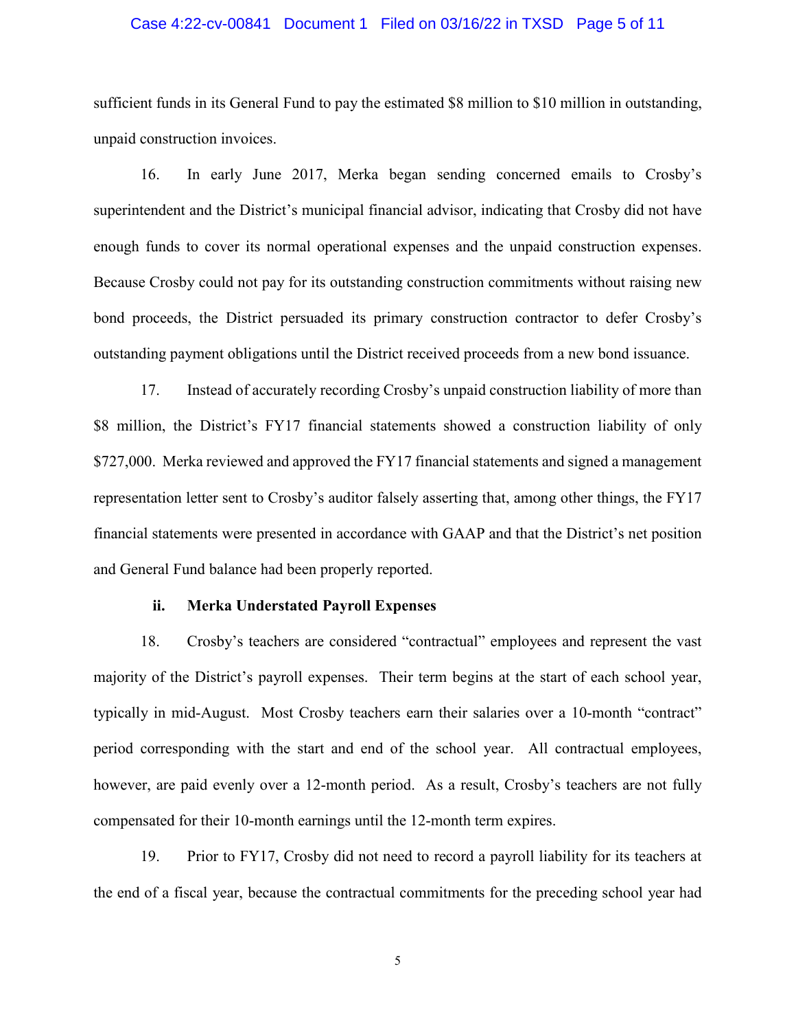sufficient funds in its General Fund to pay the estimated $8 million to $10 million in outstanding, unpaid construction invoices.

16. In early June 2017, Merka began sending concerned emails to Crosby's superintendent and the District's municipal financial advisor, indicating that Crosby did not have enough funds to cover its normal operational expenses and the unpaid construction expenses. Because Crosby could not pay for its outstanding construction commitments without raising new bond proceeds, the District persuaded its primary construction contractor to defer Crosby's outstanding payment obligations until the District received proceeds from a new bond issuance.

17. Instead of accurately recording Crosby's unpaid construction liability of more than $8 million, the District's FY17 financial statements showed a construction liability of only $727,000. Merka reviewed and approved the FY17 financial statements and signed a management representation letter sent to Crosby's auditor falsely asserting that, among other things, the FY17 financial statements were presented in accordance with GAAP and that the District's net position and General Fund balance had been properly reported.

**ii. Merka Understated Payroll Expenses**

18. Crosby's teachers are considered "contractual" employees and represent the vast majority of the District's payroll expenses. Their term begins at the start of each school year, typically in mid-August. Most Crosby teachers earn their salaries over a 10-month "contract" period corresponding with the start and end of the school year. All contractual employees, however, are paid evenly over a 12-month period. As a result, Crosby's teachers are not fully compensated for their 10-month earnings until the 12-month term expires.

19. Prior to FY17, Crosby did not need to record a payroll liability for its teachers at the end of a fiscal year, because the contractual commitments for the preceding school year had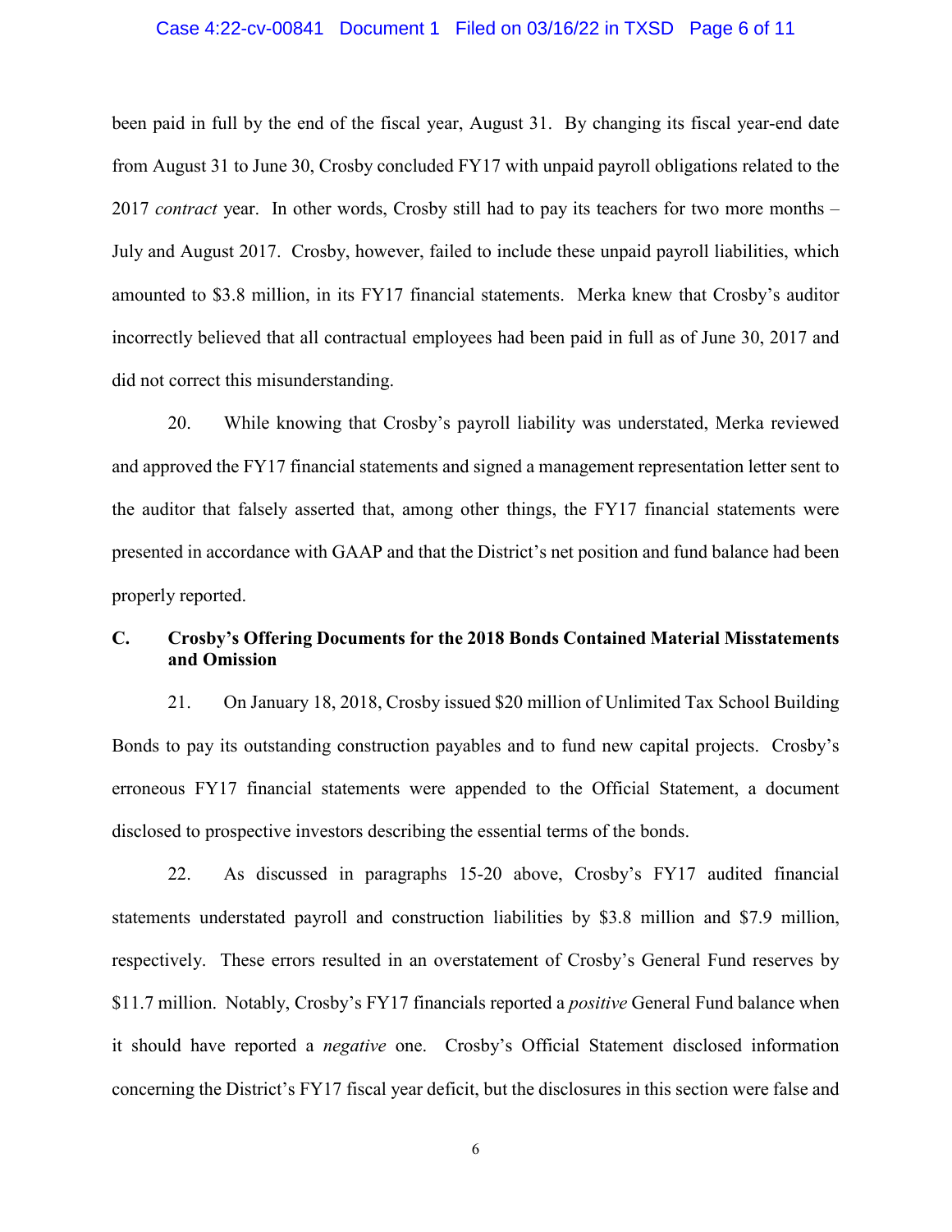been paid in full by the end of the fiscal year, August 31. By changing its fiscal year-end date from August 31 to June 30, Crosby concluded FY17 with unpaid payroll obligations related to the 2017 *contract* year. In other words, Crosby still had to pay its teachers for two more months – July and August 2017. Crosby, however, failed to include these unpaid payroll liabilities, which amounted to $3.8 million, in its FY17 financial statements. Merka knew that Crosby's auditor incorrectly believed that all contractual employees had been paid in full as of June 30, 2017 and did not correct this misunderstanding.

20. While knowing that Crosby's payroll liability was understated, Merka reviewed and approved the FY17 financial statements and signed a management representation letter sent to the auditor that falsely asserted that, among other things, the FY17 financial statements were presented in accordance with GAAP and that the District's net position and fund balance had been properly reported.

### C. Crosby's Offering Documents for the 2018 Bonds Contained Material Misstatements and Omission

21. On January 18, 2018, Crosby issued $20 million of Unlimited Tax School Building Bonds to pay its outstanding construction payables and to fund new capital projects. Crosby's erroneous FY17 financial statements were appended to the Official Statement, a document disclosed to prospective investors describing the essential terms of the bonds.

22. As discussed in paragraphs 15-20 above, Crosby's FY17 audited financial statements understated payroll and construction liabilities by $3.8 million and $7.9 million, respectively. These errors resulted in an overstatement of Crosby's General Fund reserves by $11.7 million. Notably, Crosby's FY17 financials reported a *positive* General Fund balance when it should have reported a *negative* one. Crosby's Official Statement disclosed information concerning the District's FY17 fiscal year deficit, but the disclosures in this section were false and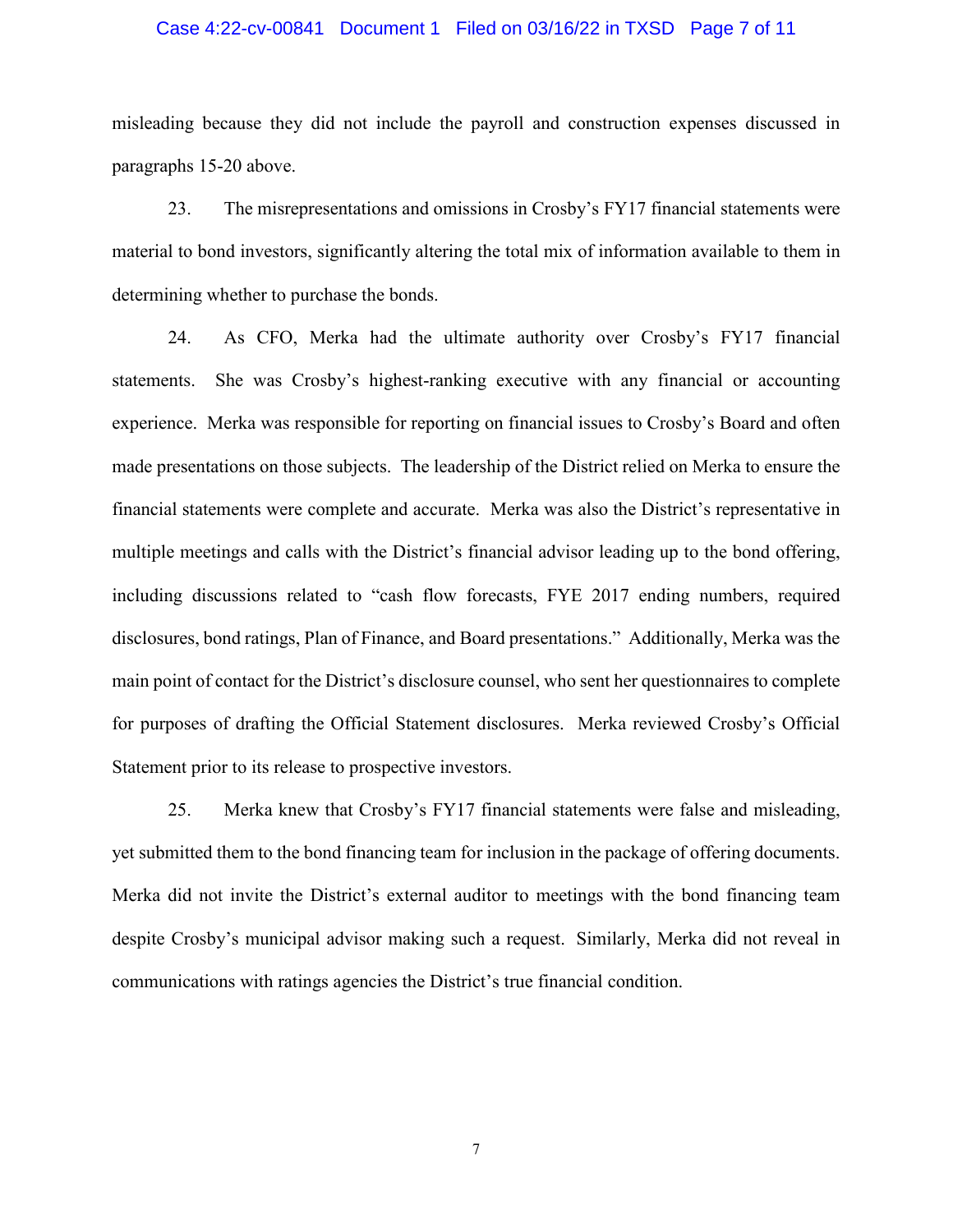misleading because they did not include the payroll and construction expenses discussed in paragraphs 15-20 above.

23. The misrepresentations and omissions in Crosby's FY17 financial statements were material to bond investors, significantly altering the total mix of information available to them in determining whether to purchase the bonds.

24. As CFO, Merka had the ultimate authority over Crosby's FY17 financial statements. She was Crosby's highest-ranking executive with any financial or accounting experience. Merka was responsible for reporting on financial issues to Crosby's Board and often made presentations on those subjects. The leadership of the District relied on Merka to ensure the financial statements were complete and accurate. Merka was also the District's representative in multiple meetings and calls with the District's financial advisor leading up to the bond offering, including discussions related to "cash flow forecasts, FYE 2017 ending numbers, required disclosures, bond ratings, Plan of Finance, and Board presentations." Additionally, Merka was the main point of contact for the District's disclosure counsel, who sent her questionnaires to complete for purposes of drafting the Official Statement disclosures. Merka reviewed Crosby's Official Statement prior to its release to prospective investors.

25. Merka knew that Crosby's FY17 financial statements were false and misleading, yet submitted them to the bond financing team for inclusion in the package of offering documents. Merka did not invite the District's external auditor to meetings with the bond financing team despite Crosby's municipal advisor making such a request. Similarly, Merka did not reveal in communications with ratings agencies the District's true financial condition.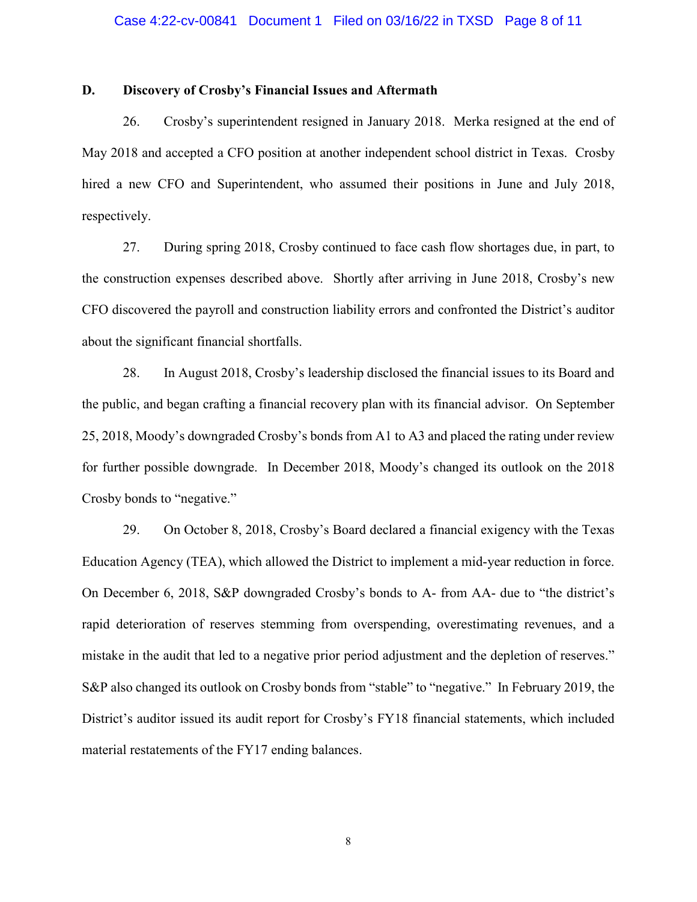### D. Discovery of Crosby's Financial Issues and Aftermath

26. Crosby's superintendent resigned in January 2018. Merka resigned at the end of May 2018 and accepted a CFO position at another independent school district in Texas. Crosby hired a new CFO and Superintendent, who assumed their positions in June and July 2018, respectively.

27. During spring 2018, Crosby continued to face cash flow shortages due, in part, to the construction expenses described above. Shortly after arriving in June 2018, Crosby's new CFO discovered the payroll and construction liability errors and confronted the District's auditor about the significant financial shortfalls.

28. In August 2018, Crosby's leadership disclosed the financial issues to its Board and the public, and began crafting a financial recovery plan with its financial advisor. On September 25, 2018, Moody's downgraded Crosby's bonds from A1 to A3 and placed the rating under review for further possible downgrade. In December 2018, Moody's changed its outlook on the 2018 Crosby bonds to "negative."

29. On October 8, 2018, Crosby's Board declared a financial exigency with the Texas Education Agency (TEA), which allowed the District to implement a mid-year reduction in force. On December 6, 2018, S&P downgraded Crosby's bonds to A- from AA- due to "the district's rapid deterioration of reserves stemming from overspending, overestimating revenues, and a mistake in the audit that led to a negative prior period adjustment and the depletion of reserves." S&P also changed its outlook on Crosby bonds from "stable" to "negative." In February 2019, the District's auditor issued its audit report for Crosby's FY18 financial statements, which included material restatements of the FY17 ending balances.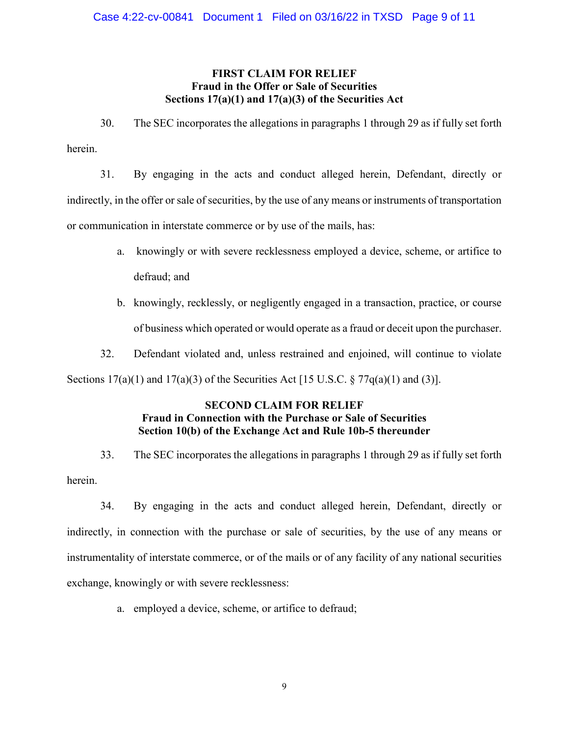### FIRST CLAIM FOR RELIEF
### Fraud in the Offer or Sale of Securities
### Sections 17(a)(1) and 17(a)(3) of the Securities Act

30. The SEC incorporates the allegations in paragraphs 1 through 29 as if fully set forth herein.

31. By engaging in the acts and conduct alleged herein, Defendant, directly or indirectly, in the offer or sale of securities, by the use of any means or instruments of transportation or communication in interstate commerce or by use of the mails, has:

   a. knowingly or with severe recklessness employed a device, scheme, or artifice to defraud; and

   b. knowingly, recklessly, or negligently engaged in a transaction, practice, or course of business which operated or would operate as a fraud or deceit upon the purchaser.

32. Defendant violated and, unless restrained and enjoined, will continue to violate Sections 17(a)(1) and 17(a)(3) of the Securities Act [15 U.S.C. § 77q(a)(1) and (3)].

### SECOND CLAIM FOR RELIEF
### Fraud in Connection with the Purchase or Sale of Securities
### Section 10(b) of the Exchange Act and Rule 10b-5 thereunder

33. The SEC incorporates the allegations in paragraphs 1 through 29 as if fully set forth herein.

34. By engaging in the acts and conduct alleged herein, Defendant, directly or indirectly, in connection with the purchase or sale of securities, by the use of any means or instrumentality of interstate commerce, or of the mails or of any facility of any national securities exchange, knowingly or with severe recklessness:

   a. employed a device, scheme, or artifice to defraud;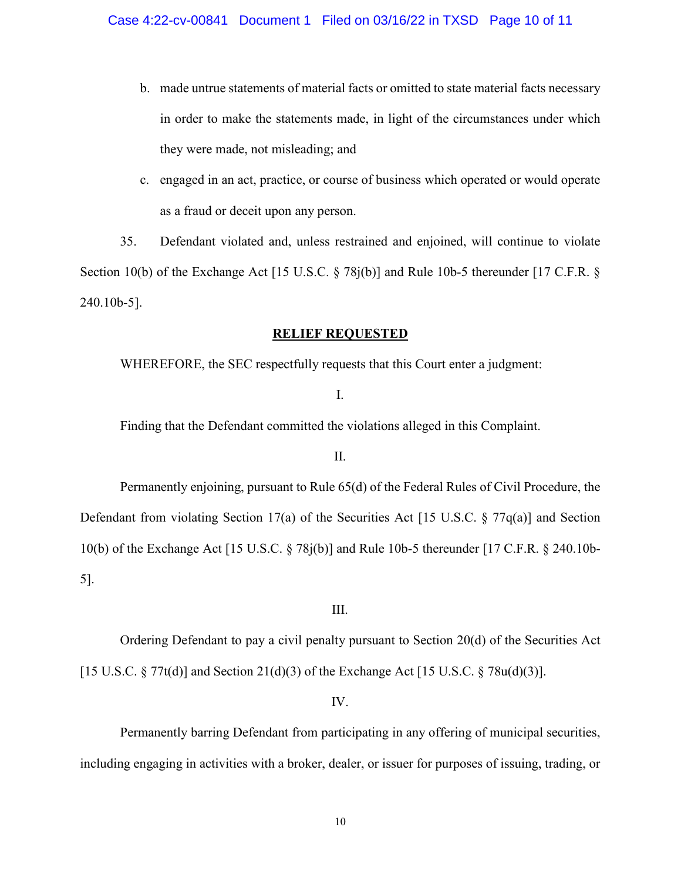b. made untrue statements of material facts or omitted to state material facts necessary in order to make the statements made, in light of the circumstances under which they were made, not misleading; and

c. engaged in an act, practice, or course of business which operated or would operate as a fraud or deceit upon any person.

35. Defendant violated and, unless restrained and enjoined, will continue to violate Section 10(b) of the Exchange Act [15 U.S.C. § 78j(b)] and Rule 10b-5 thereunder [17 C.F.R. § 240.10b-5].

## RELIEF REQUESTED

WHEREFORE, the SEC respectfully requests that this Court enter a judgment:

I.

Finding that the Defendant committed the violations alleged in this Complaint.

II.

Permanently enjoining, pursuant to Rule 65(d) of the Federal Rules of Civil Procedure, the Defendant from violating Section 17(a) of the Securities Act [15 U.S.C. § 77q(a)] and Section 10(b) of the Exchange Act [15 U.S.C. § 78j(b)] and Rule 10b-5 thereunder [17 C.F.R. § 240.10b-5].

III.

Ordering Defendant to pay a civil penalty pursuant to Section 20(d) of the Securities Act [15 U.S.C. § 77t(d)] and Section 21(d)(3) of the Exchange Act [15 U.S.C. § 78u(d)(3)].

IV.

Permanently barring Defendant from participating in any offering of municipal securities, including engaging in activities with a broker, dealer, or issuer for purposes of issuing, trading, or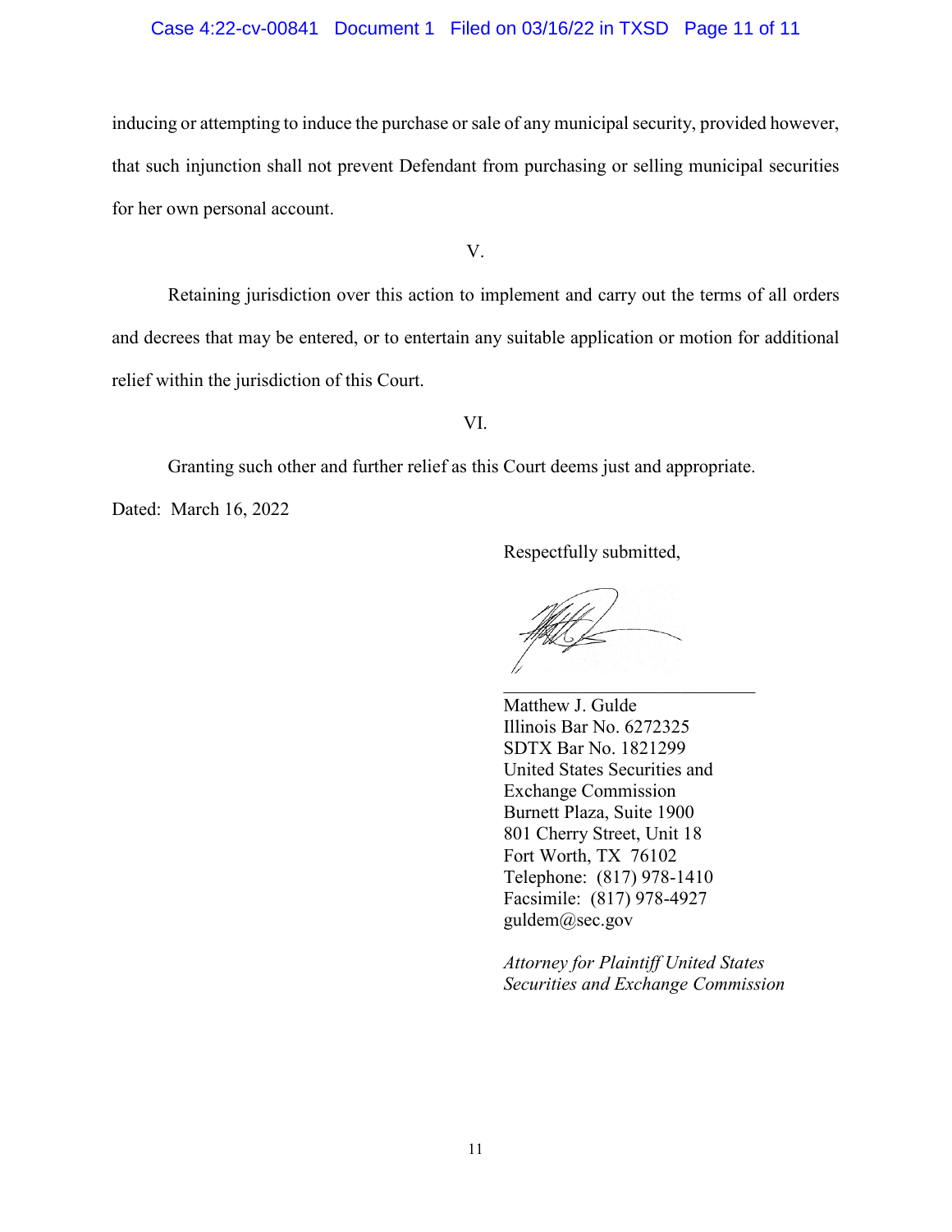inducing or attempting to induce the purchase or sale of any municipal security, provided however, that such injunction shall not prevent Defendant from purchasing or selling municipal securities for her own personal account.

V.

Retaining jurisdiction over this action to implement and carry out the terms of all orders and decrees that may be entered, or to entertain any suitable application or motion for additional relief within the jurisdiction of this Court.

VI.

Granting such other and further relief as this Court deems just and appropriate.

Dated: March 16, 2022

Respectfully submitted,

\_\_\_\_\_\_\_\_\_\_\_\_\_\_\_\_\_\_\_\_\_\_\_\_\_\_\_\_

Matthew J. Gulde
Illinois Bar No. 6272325
SDTX Bar No. 1821299
United States Securities and Exchange Commission
Burnett Plaza, Suite 1900
801 Cherry Street, Unit 18
Fort Worth, TX 76102
Telephone: (817) 978-1410
Facsimile: (817) 978-4927
guldem@sec.gov

*Attorney for Plaintiff United States Securities and Exchange Commission*